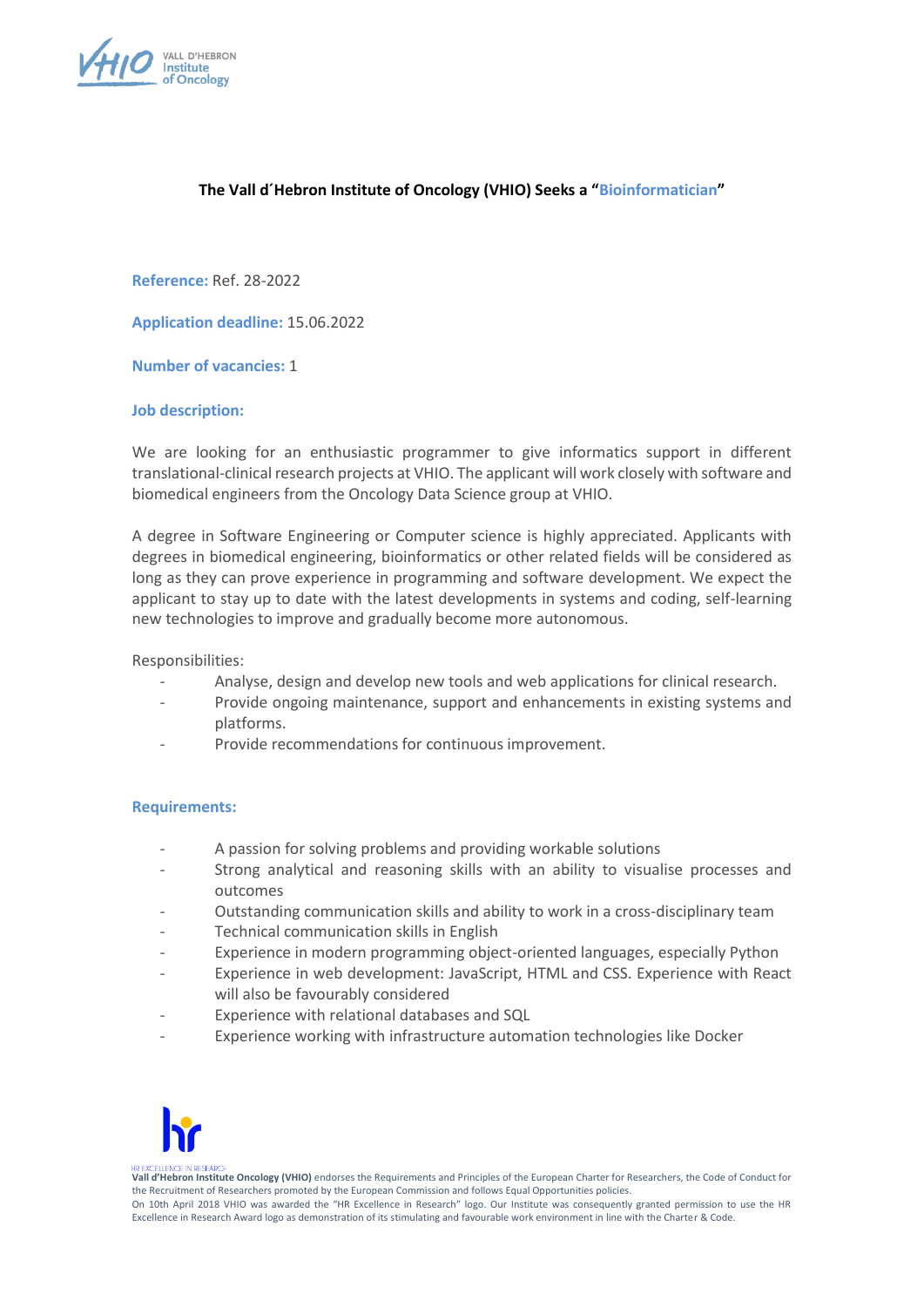# The Vall d´Hebron Institute of Oncology (VHIO) Seeks a "Bioinformatician"

**Reference:** Ref. 28-2022

**Application deadline:** 15.06.2022

**Number of vacancies:** 1

**Job description:**

We are looking for an enthusiastic programmer to give informatics support in different translational-clinical research projects at VHIO. The applicant will work closely with software and biomedical engineers from the Oncology Data Science group at VHIO.

A degree in Software Engineering or Computer science is highly appreciated. Applicants with degrees in biomedical engineering, bioinformatics or other related fields will be considered as long as they can prove experience in programming and software development. We expect the applicant to stay up to date with the latest developments in systems and coding, self-learning new technologies to improve and gradually become more autonomous.

Responsibilities:

- Analyse, design and develop new tools and web applications for clinical research.
- Provide ongoing maintenance, support and enhancements in existing systems and platforms.
- Provide recommendations for continuous improvement.

**Requirements:**

- A passion for solving problems and providing workable solutions
- Strong analytical and reasoning skills with an ability to visualise processes and outcomes
- Outstanding communication skills and ability to work in a cross-disciplinary team
- Technical communication skills in English
- Experience in modern programming object-oriented languages, especially Python
- Experience in web development: JavaScript, HTML and CSS. Experience with React will also be favourably considered
- Experience with relational databases and SQL
- Experience working with infrastructure automation technologies like Docker

HR EXCELLENCE IN RESEARCH

**Vall d'Hebron Institute Oncology (VHIO)** endorses the Requirements and Principles of the European Charter for Researchers, the Code of Conduct for the Recruitment of Researchers promoted by the European Commission and follows Equal Opportunities policies.
On 10th April 2018 VHIO was awarded the "HR Excellence in Research" logo. Our Institute was consequently granted permission to use the HR Excellence in Research Award logo as demonstration of its stimulating and favourable work environment in line with the Charter & Code.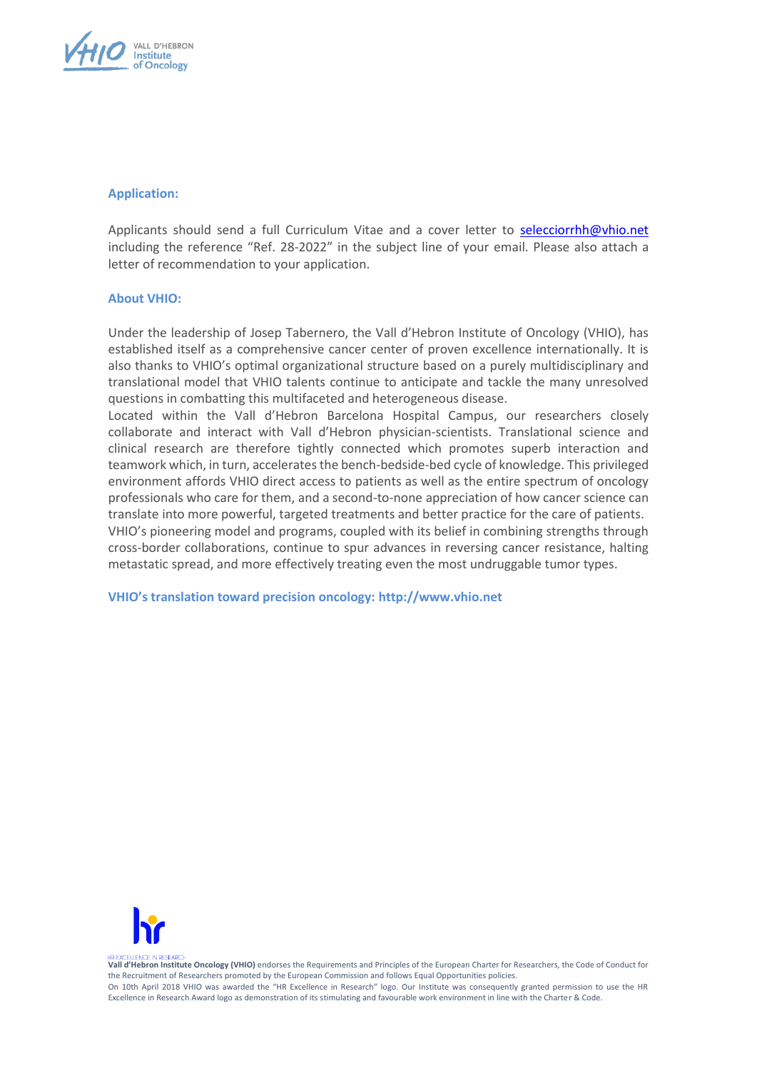## Application:

Applicants should send a full Curriculum Vitae and a cover letter to selecciorrhh@vhio.net including the reference "Ref. 28-2022" in the subject line of your email. Please also attach a letter of recommendation to your application.

## About VHIO:

Under the leadership of Josep Tabernero, the Vall d'Hebron Institute of Oncology (VHIO), has established itself as a comprehensive cancer center of proven excellence internationally. It is also thanks to VHIO's optimal organizational structure based on a purely multidisciplinary and translational model that VHIO talents continue to anticipate and tackle the many unresolved questions in combatting this multifaceted and heterogeneous disease.

Located within the Vall d'Hebron Barcelona Hospital Campus, our researchers closely collaborate and interact with Vall d'Hebron physician-scientists. Translational science and clinical research are therefore tightly connected which promotes superb interaction and teamwork which, in turn, accelerates the bench-bedside-bed cycle of knowledge. This privileged environment affords VHIO direct access to patients as well as the entire spectrum of oncology professionals who care for them, and a second-to-none appreciation of how cancer science can translate into more powerful, targeted treatments and better practice for the care of patients.

VHIO's pioneering model and programs, coupled with its belief in combining strengths through cross-border collaborations, continue to spur advances in reversing cancer resistance, halting metastatic spread, and more effectively treating even the most undruggable tumor types.

**VHIO's translation toward precision oncology: http://www.vhio.net**

HR EXCELLENCE IN RESEARCH

**Vall d'Hebron Institute Oncology (VHIO)** endorses the Requirements and Principles of the European Charter for Researchers, the Code of Conduct for the Recruitment of Researchers promoted by the European Commission and follows Equal Opportunities policies.

On 10th April 2018 VHIO was awarded the "HR Excellence in Research" logo. Our Institute was consequently granted permission to use the HR Excellence in Research Award logo as demonstration of its stimulating and favourable work environment in line with the Charter & Code.